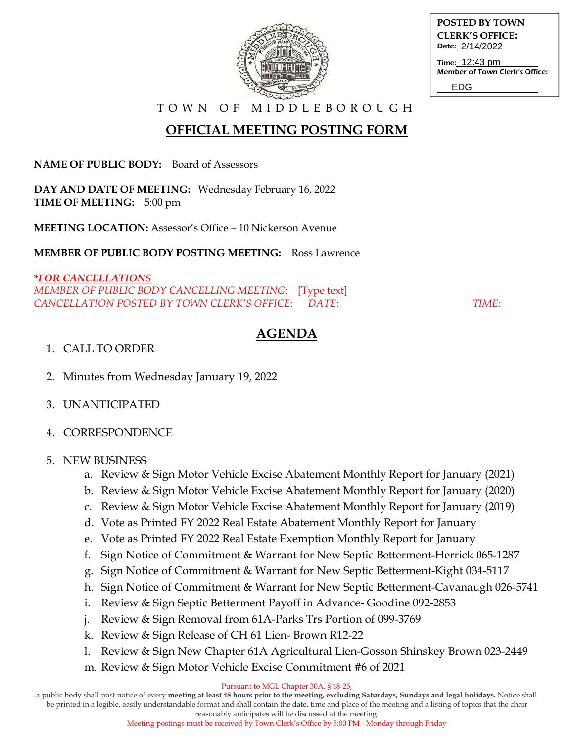**POSTED BY TOWN CLERK'S OFFICE:**
Date: 2/14/2022
Time: 12:43 pm
Member of Town Clerk's Office: EDG

TOWN OF MIDDLEBOROUGH

# OFFICIAL MEETING POSTING FORM

**NAME OF PUBLIC BODY:** Board of Assessors

**DAY AND DATE OF MEETING:** Wednesday February 16, 2022
**TIME OF MEETING:** 5:00 pm

**MEETING LOCATION:** Assessor's Office – 10 Nickerson Avenue

**MEMBER OF PUBLIC BODY POSTING MEETING:** Ross Lawrence

***FOR CANCELLATIONS***
*MEMBER OF PUBLIC BODY CANCELLING MEETING:* [Type text]
*CANCELLATION POSTED BY TOWN CLERK'S OFFICE: DATE: TIME:*

## AGENDA

1. CALL TO ORDER
2. Minutes from Wednesday January 19, 2022
3. UNANTICIPATED
4. CORRESPONDENCE
5. NEW BUSINESS
   a. Review & Sign Motor Vehicle Excise Abatement Monthly Report for January (2021)
   b. Review & Sign Motor Vehicle Excise Abatement Monthly Report for January (2020)
   c. Review & Sign Motor Vehicle Excise Abatement Monthly Report for January (2019)
   d. Vote as Printed FY 2022 Real Estate Abatement Monthly Report for January
   e. Vote as Printed FY 2022 Real Estate Exemption Monthly Report for January
   f. Sign Notice of Commitment & Warrant for New Septic Betterment-Herrick 065-1287
   g. Sign Notice of Commitment & Warrant for New Septic Betterment-Kight 034-5117
   h. Sign Notice of Commitment & Warrant for New Septic Betterment-Cavanaugh 026-5741
   i. Review & Sign Septic Betterment Payoff in Advance- Goodine 092-2853
   j. Review & Sign Removal from 61A-Parks Trs Portion of 099-3769
   k. Review & Sign Release of CH 61 Lien- Brown R12-22
   l. Review & Sign New Chapter 61A Agricultural Lien-Gosson Shinskey Brown 023-2449
   m. Review & Sign Motor Vehicle Excise Commitment #6 of 2021

Pursuant to MGL Chapter 30A, § 18-25,
a public body shall post notice of every **meeting at least 48 hours prior to the meeting, excluding Saturdays, Sundays and legal holidays.** Notice shall be printed in a legible, easily understandable format and shall contain the date, time and place of the meeting and a listing of topics that the chair reasonably anticipates will be discussed at the meeting.
Meeting postings must be received by Town Clerk's Office by 5:00 PM - Monday through Friday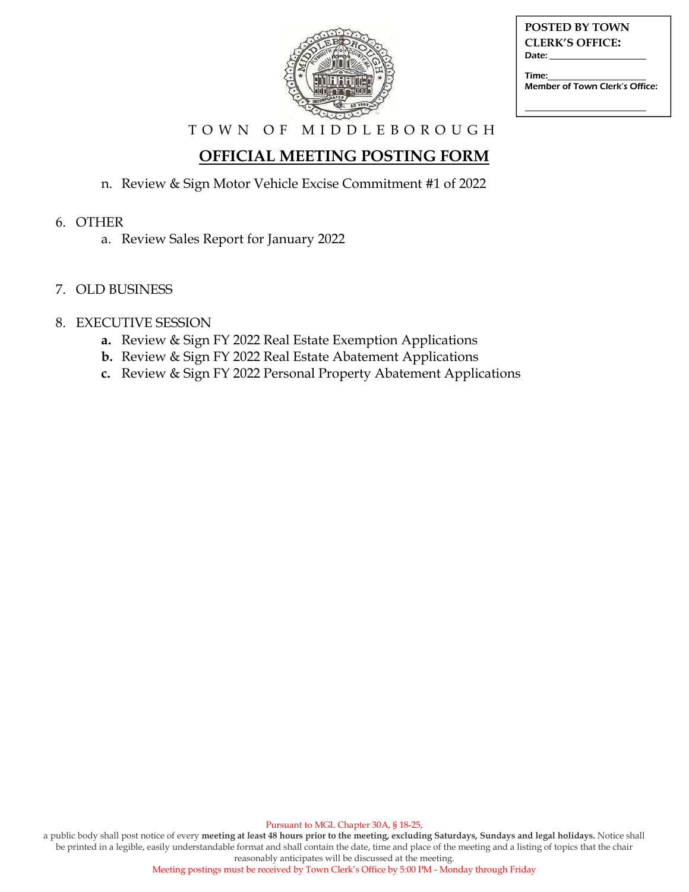**POSTED BY TOWN CLERK'S OFFICE:**
Date: ____________________

Time: ____________________
Member of Town Clerk's Office:

____________________

TOWN OF MIDDLEBOROUGH

## OFFICIAL MEETING POSTING FORM

n. Review & Sign Motor Vehicle Excise Commitment #1 of 2022

6. OTHER
   a. Review Sales Report for January 2022

7. OLD BUSINESS

8. EXECUTIVE SESSION
   **a.** Review & Sign FY 2022 Real Estate Exemption Applications
   **b.** Review & Sign FY 2022 Real Estate Abatement Applications
   **c.** Review & Sign FY 2022 Personal Property Abatement Applications

Pursuant to MGL Chapter 30A, § 18-25,
a public body shall post notice of every **meeting at least 48 hours prior to the meeting, excluding Saturdays, Sundays and legal holidays.** Notice shall be printed in a legible, easily understandable format and shall contain the date, time and place of the meeting and a listing of topics that the chair reasonably anticipates will be discussed at the meeting.
Meeting postings must be received by Town Clerk's Office by 5:00 PM - Monday through Friday